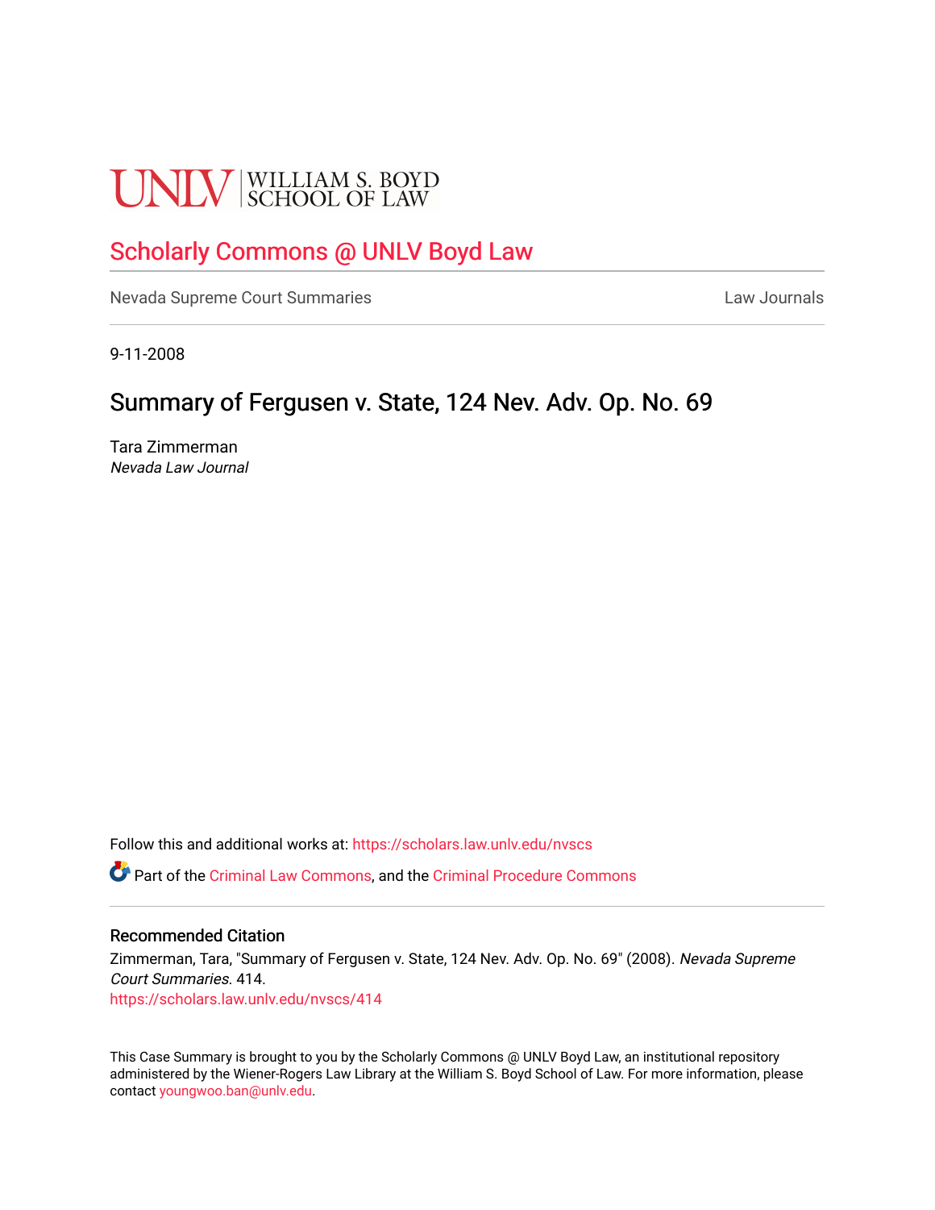UNLV | WILLIAM S. BOYD SCHOOL OF LAW

# Scholarly Commons @ UNLV Boyd Law

Nevada Supreme Court Summaries — Law Journals

9-11-2008

## Summary of Fergusen v. State, 124 Nev. Adv. Op. No. 69

Tara Zimmerman
*Nevada Law Journal*

Follow this and additional works at: https://scholars.law.unlv.edu/nvscs

Part of the Criminal Law Commons, and the Criminal Procedure Commons

### Recommended Citation

Zimmerman, Tara, "Summary of Fergusen v. State, 124 Nev. Adv. Op. No. 69" (2008). *Nevada Supreme Court Summaries*. 414.
https://scholars.law.unlv.edu/nvscs/414

This Case Summary is brought to you by the Scholarly Commons @ UNLV Boyd Law, an institutional repository administered by the Wiener-Rogers Law Library at the William S. Boyd School of Law. For more information, please contact youngwoo.ban@unlv.edu.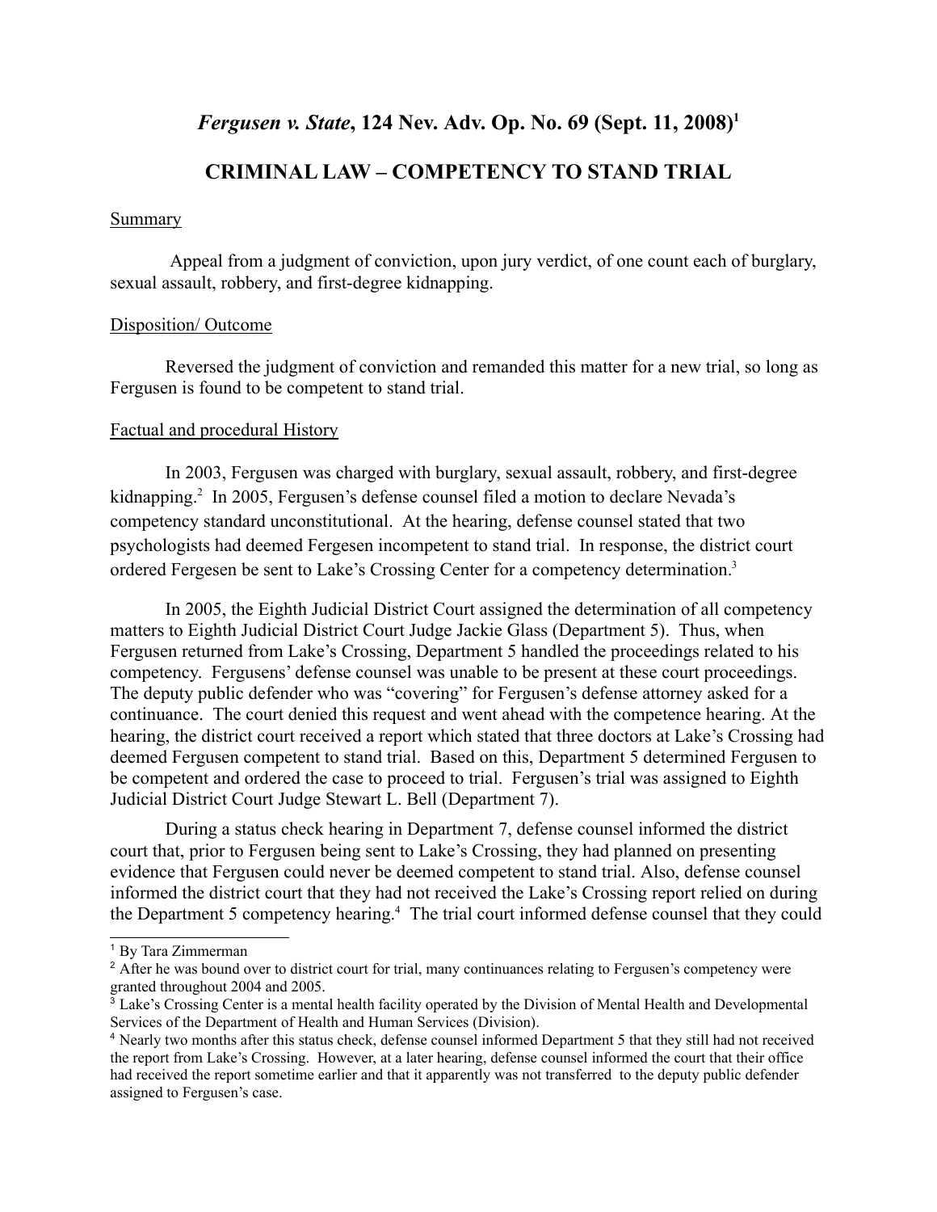# *Fergusen v. State*, 124 Nev. Adv. Op. No. 69 (Sept. 11, 2008)[1]

## CRIMINAL LAW – COMPETENCY TO STAND TRIAL

Summary

Appeal from a judgment of conviction, upon jury verdict, of one count each of burglary, sexual assault, robbery, and first-degree kidnapping.

Disposition/ Outcome

Reversed the judgment of conviction and remanded this matter for a new trial, so long as Fergusen is found to be competent to stand trial.

Factual and procedural History

In 2003, Fergusen was charged with burglary, sexual assault, robbery, and first-degree kidnapping.[2] In 2005, Fergusen's defense counsel filed a motion to declare Nevada's competency standard unconstitutional. At the hearing, defense counsel stated that two psychologists had deemed Fergesen incompetent to stand trial. In response, the district court ordered Fergesen be sent to Lake's Crossing Center for a competency determination.[3]

In 2005, the Eighth Judicial District Court assigned the determination of all competency matters to Eighth Judicial District Court Judge Jackie Glass (Department 5). Thus, when Fergusen returned from Lake's Crossing, Department 5 handled the proceedings related to his competency. Fergusens' defense counsel was unable to be present at these court proceedings. The deputy public defender who was "covering" for Fergusen's defense attorney asked for a continuance. The court denied this request and went ahead with the competence hearing. At the hearing, the district court received a report which stated that three doctors at Lake's Crossing had deemed Fergusen competent to stand trial. Based on this, Department 5 determined Fergusen to be competent and ordered the case to proceed to trial. Fergusen's trial was assigned to Eighth Judicial District Court Judge Stewart L. Bell (Department 7).

During a status check hearing in Department 7, defense counsel informed the district court that, prior to Fergusen being sent to Lake's Crossing, they had planned on presenting evidence that Fergusen could never be deemed competent to stand trial. Also, defense counsel informed the district court that they had not received the Lake's Crossing report relied on during the Department 5 competency hearing.[4] The trial court informed defense counsel that they could

---

[1] By Tara Zimmerman

[2] After he was bound over to district court for trial, many continuances relating to Fergusen's competency were granted throughout 2004 and 2005.

[3] Lake's Crossing Center is a mental health facility operated by the Division of Mental Health and Developmental Services of the Department of Health and Human Services (Division).

[4] Nearly two months after this status check, defense counsel informed Department 5 that they still had not received the report from Lake's Crossing. However, at a later hearing, defense counsel informed the court that their office had received the report sometime earlier and that it apparently was not transferred to the deputy public defender assigned to Fergusen's case.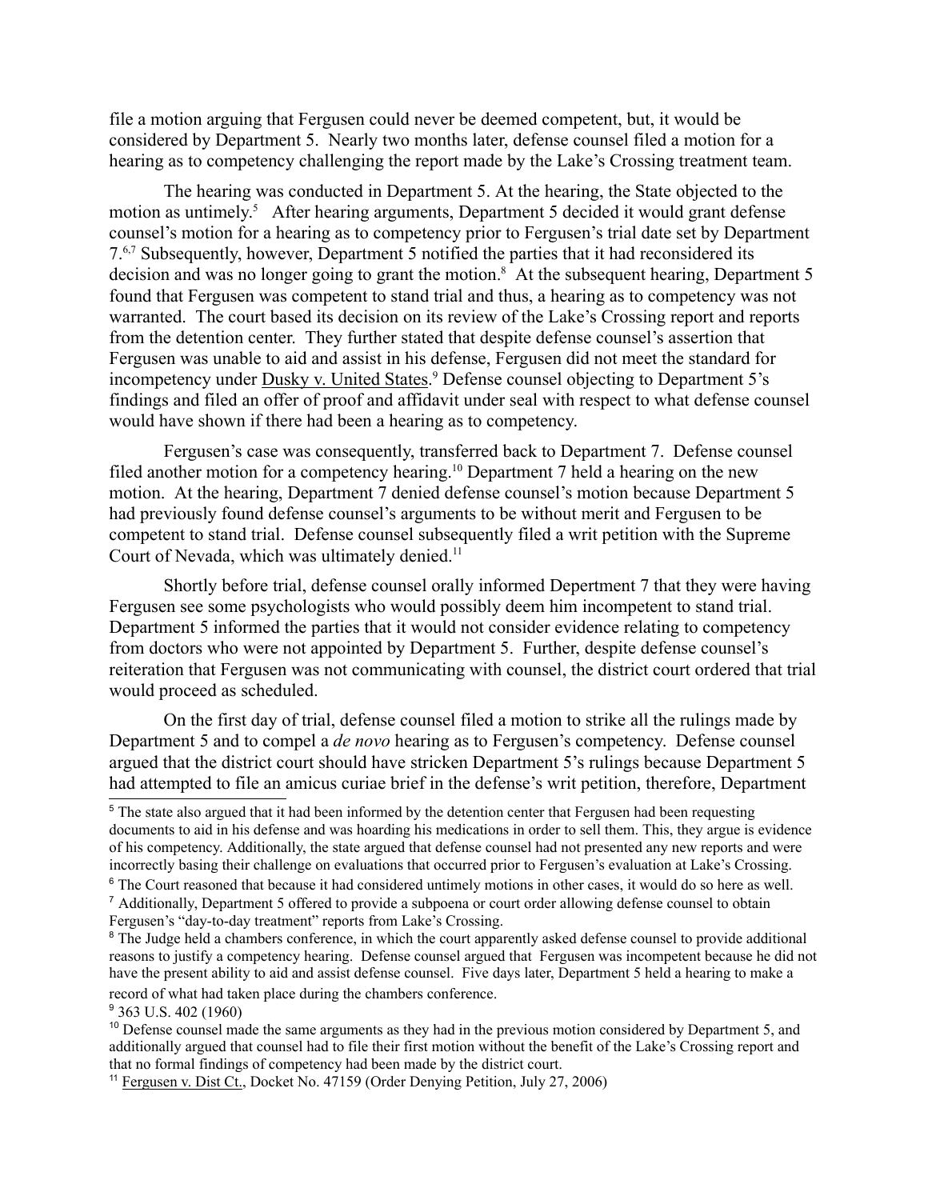file a motion arguing that Fergusen could never be deemed competent, but, it would be considered by Department 5. Nearly two months later, defense counsel filed a motion for a hearing as to competency challenging the report made by the Lake's Crossing treatment team.

The hearing was conducted in Department 5. At the hearing, the State objected to the motion as untimely.[5] After hearing arguments, Department 5 decided it would grant defense counsel's motion for a hearing as to competency prior to Fergusen's trial date set by Department 7.[6,7] Subsequently, however, Department 5 notified the parties that it had reconsidered its decision and was no longer going to grant the motion.[8] At the subsequent hearing, Department 5 found that Fergusen was competent to stand trial and thus, a hearing as to competency was not warranted. The court based its decision on its review of the Lake's Crossing report and reports from the detention center. They further stated that despite defense counsel's assertion that Fergusen was unable to aid and assist in his defense, Fergusen did not meet the standard for incompetency under Dusky v. United States.[9] Defense counsel objecting to Department 5's findings and filed an offer of proof and affidavit under seal with respect to what defense counsel would have shown if there had been a hearing as to competency.

Fergusen's case was consequently, transferred back to Department 7. Defense counsel filed another motion for a competency hearing.[10] Department 7 held a hearing on the new motion. At the hearing, Department 7 denied defense counsel's motion because Department 5 had previously found defense counsel's arguments to be without merit and Fergusen to be competent to stand trial. Defense counsel subsequently filed a writ petition with the Supreme Court of Nevada, which was ultimately denied.[11]

Shortly before trial, defense counsel orally informed Department 7 that they were having Fergusen see some psychologists who would possibly deem him incompetent to stand trial. Department 5 informed the parties that it would not consider evidence relating to competency from doctors who were not appointed by Department 5. Further, despite defense counsel's reiteration that Fergusen was not communicating with counsel, the district court ordered that trial would proceed as scheduled.

On the first day of trial, defense counsel filed a motion to strike all the rulings made by Department 5 and to compel a *de novo* hearing as to Fergusen's competency. Defense counsel argued that the district court should have stricken Department 5's rulings because Department 5 had attempted to file an amicus curiae brief in the defense's writ petition, therefore, Department

---

[5] The state also argued that it had been informed by the detention center that Fergusen had been requesting documents to aid in his defense and was hoarding his medications in order to sell them. This, they argue is evidence of his competency. Additionally, the state argued that defense counsel had not presented any new reports and were incorrectly basing their challenge on evaluations that occurred prior to Fergusen's evaluation at Lake's Crossing.

[6] The Court reasoned that because it had considered untimely motions in other cases, it would do so here as well.

[7] Additionally, Department 5 offered to provide a subpoena or court order allowing defense counsel to obtain Fergusen's "day-to-day treatment" reports from Lake's Crossing.

[8] The Judge held a chambers conference, in which the court apparently asked defense counsel to provide additional reasons to justify a competency hearing. Defense counsel argued that Fergusen was incompetent because he did not have the present ability to aid and assist defense counsel. Five days later, Department 5 held a hearing to make a record of what had taken place during the chambers conference.

[9] 363 U.S. 402 (1960)

[10] Defense counsel made the same arguments as they had in the previous motion considered by Department 5, and additionally argued that counsel had to file their first motion without the benefit of the Lake's Crossing report and that no formal findings of competency had been made by the district court.

[11] Fergusen v. Dist Ct., Docket No. 47159 (Order Denying Petition, July 27, 2006)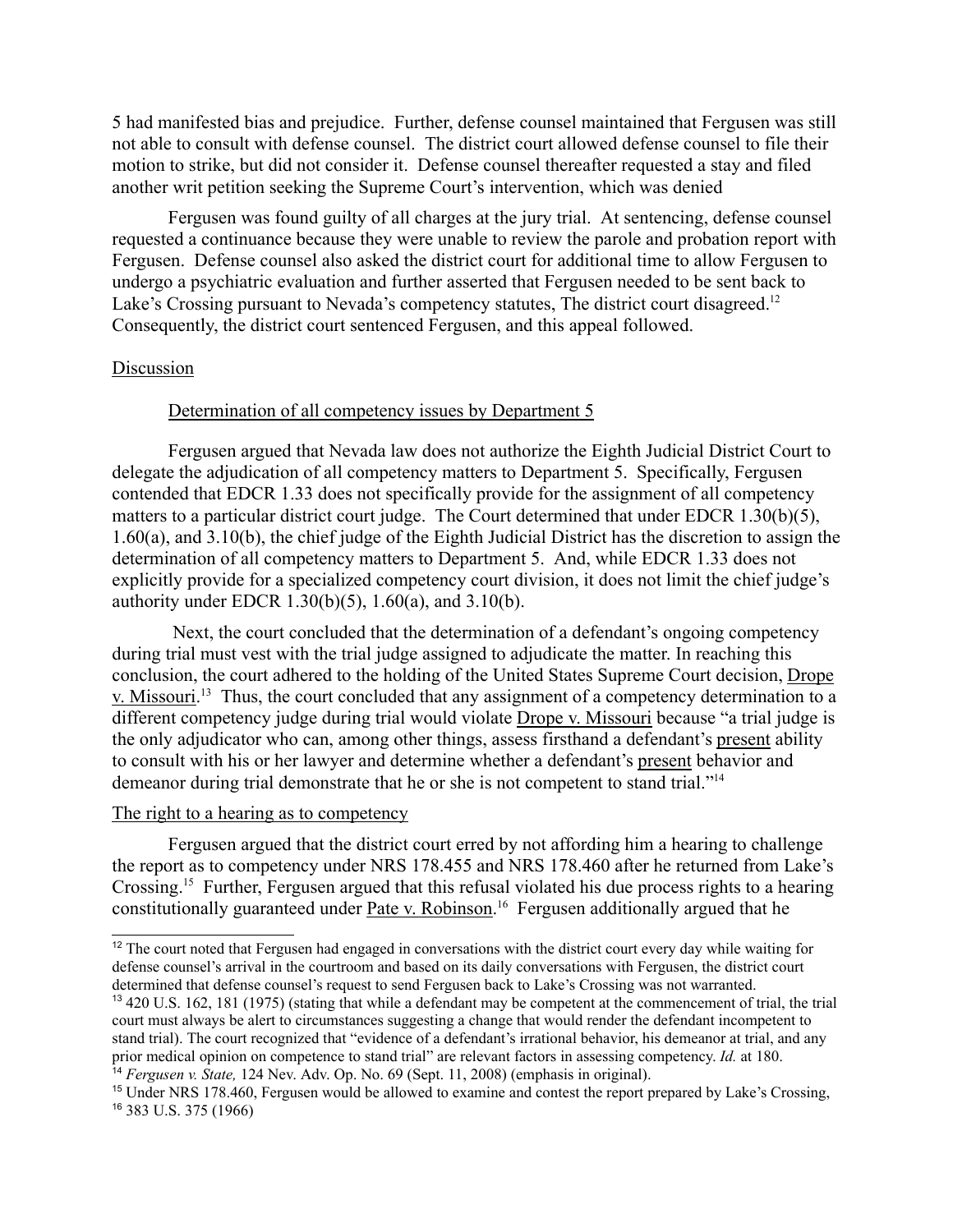5 had manifested bias and prejudice. Further, defense counsel maintained that Fergusen was still not able to consult with defense counsel. The district court allowed defense counsel to file their motion to strike, but did not consider it. Defense counsel thereafter requested a stay and filed another writ petition seeking the Supreme Court's intervention, which was denied

Fergusen was found guilty of all charges at the jury trial. At sentencing, defense counsel requested a continuance because they were unable to review the parole and probation report with Fergusen. Defense counsel also asked the district court for additional time to allow Fergusen to undergo a psychiatric evaluation and further asserted that Fergusen needed to be sent back to Lake's Crossing pursuant to Nevada's competency statutes, The district court disagreed.[12] Consequently, the district court sentenced Fergusen, and this appeal followed.

Discussion

Determination of all competency issues by Department 5

Fergusen argued that Nevada law does not authorize the Eighth Judicial District Court to delegate the adjudication of all competency matters to Department 5. Specifically, Fergusen contended that EDCR 1.33 does not specifically provide for the assignment of all competency matters to a particular district court judge. The Court determined that under EDCR 1.30(b)(5), 1.60(a), and 3.10(b), the chief judge of the Eighth Judicial District has the discretion to assign the determination of all competency matters to Department 5. And, while EDCR 1.33 does not explicitly provide for a specialized competency court division, it does not limit the chief judge's authority under EDCR 1.30(b)(5), 1.60(a), and 3.10(b).

Next, the court concluded that the determination of a defendant's ongoing competency during trial must vest with the trial judge assigned to adjudicate the matter. In reaching this conclusion, the court adhered to the holding of the United States Supreme Court decision, Drope v. Missouri.[13] Thus, the court concluded that any assignment of a competency determination to a different competency judge during trial would violate Drope v. Missouri because "a trial judge is the only adjudicator who can, among other things, assess firsthand a defendant's present ability to consult with his or her lawyer and determine whether a defendant's present behavior and demeanor during trial demonstrate that he or she is not competent to stand trial."[14]

The right to a hearing as to competency

Fergusen argued that the district court erred by not affording him a hearing to challenge the report as to competency under NRS 178.455 and NRS 178.460 after he returned from Lake's Crossing.[15] Further, Fergusen argued that this refusal violated his due process rights to a hearing constitutionally guaranteed under Pate v. Robinson.[16] Fergusen additionally argued that he

---

[12] The court noted that Fergusen had engaged in conversations with the district court every day while waiting for defense counsel's arrival in the courtroom and based on its daily conversations with Fergusen, the district court determined that defense counsel's request to send Fergusen back to Lake's Crossing was not warranted.

[13] 420 U.S. 162, 181 (1975) (stating that while a defendant may be competent at the commencement of trial, the trial court must always be alert to circumstances suggesting a change that would render the defendant incompetent to stand trial). The court recognized that "evidence of a defendant's irrational behavior, his demeanor at trial, and any prior medical opinion on competence to stand trial" are relevant factors in assessing competency. *Id.* at 180.

[14] *Fergusen v. State,* 124 Nev. Adv. Op. No. 69 (Sept. 11, 2008) (emphasis in original).

[15] Under NRS 178.460, Fergusen would be allowed to examine and contest the report prepared by Lake's Crossing,

[16] 383 U.S. 375 (1966)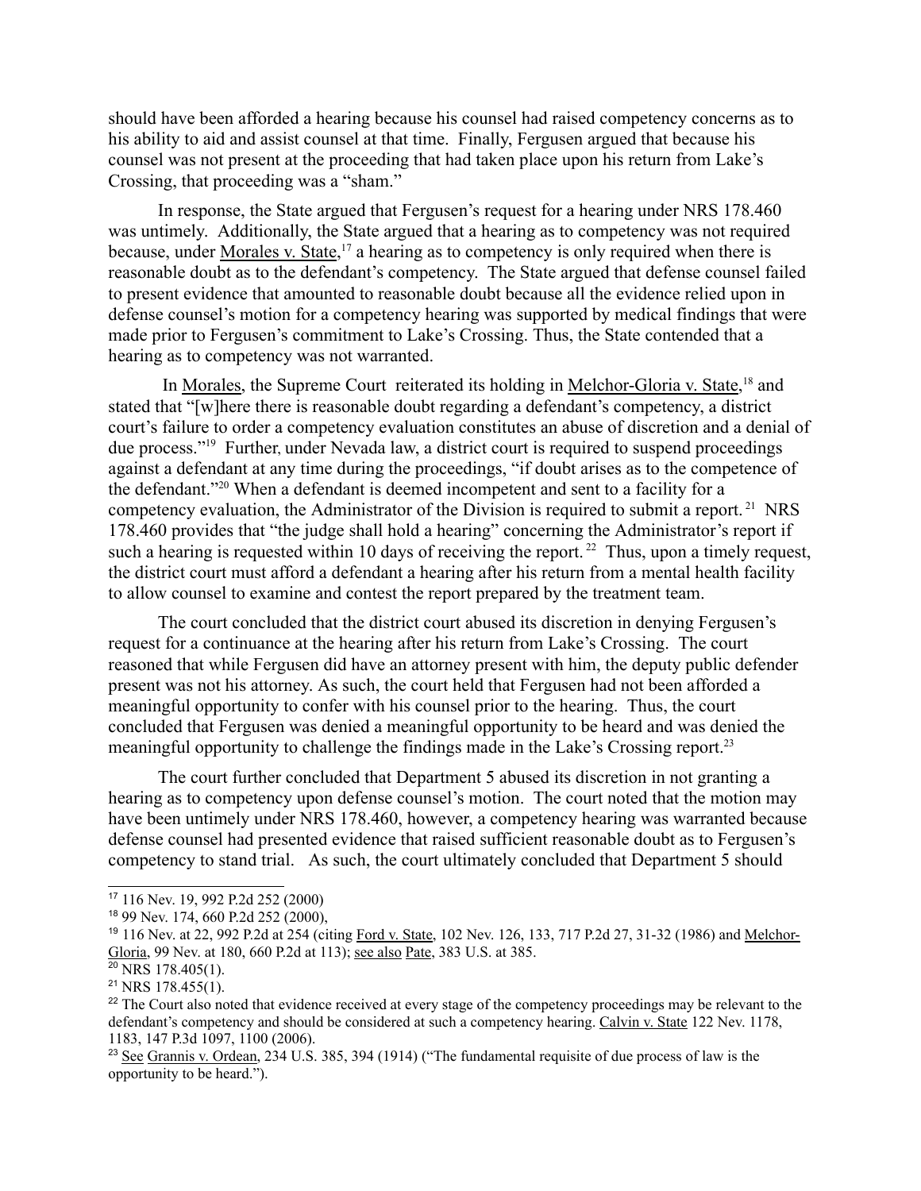should have been afforded a hearing because his counsel had raised competency concerns as to his ability to aid and assist counsel at that time. Finally, Fergusen argued that because his counsel was not present at the proceeding that had taken place upon his return from Lake's Crossing, that proceeding was a "sham."

In response, the State argued that Fergusen's request for a hearing under NRS 178.460 was untimely. Additionally, the State argued that a hearing as to competency was not required because, under Morales v. State,[17] a hearing as to competency is only required when there is reasonable doubt as to the defendant's competency. The State argued that defense counsel failed to present evidence that amounted to reasonable doubt because all the evidence relied upon in defense counsel's motion for a competency hearing was supported by medical findings that were made prior to Fergusen's commitment to Lake's Crossing. Thus, the State contended that a hearing as to competency was not warranted.

In Morales, the Supreme Court reiterated its holding in Melchor-Gloria v. State,[18] and stated that "[w]here there is reasonable doubt regarding a defendant's competency, a district court's failure to order a competency evaluation constitutes an abuse of discretion and a denial of due process."[19] Further, under Nevada law, a district court is required to suspend proceedings against a defendant at any time during the proceedings, "if doubt arises as to the competence of the defendant."[20] When a defendant is deemed incompetent and sent to a facility for a competency evaluation, the Administrator of the Division is required to submit a report.[21] NRS 178.460 provides that "the judge shall hold a hearing" concerning the Administrator's report if such a hearing is requested within 10 days of receiving the report.[22] Thus, upon a timely request, the district court must afford a defendant a hearing after his return from a mental health facility to allow counsel to examine and contest the report prepared by the treatment team.

The court concluded that the district court abused its discretion in denying Fergusen's request for a continuance at the hearing after his return from Lake's Crossing. The court reasoned that while Fergusen did have an attorney present with him, the deputy public defender present was not his attorney. As such, the court held that Fergusen had not been afforded a meaningful opportunity to confer with his counsel prior to the hearing. Thus, the court concluded that Fergusen was denied a meaningful opportunity to be heard and was denied the meaningful opportunity to challenge the findings made in the Lake's Crossing report.[23]

The court further concluded that Department 5 abused its discretion in not granting a hearing as to competency upon defense counsel's motion. The court noted that the motion may have been untimely under NRS 178.460, however, a competency hearing was warranted because defense counsel had presented evidence that raised sufficient reasonable doubt as to Fergusen's competency to stand trial. As such, the court ultimately concluded that Department 5 should

---

[17] 116 Nev. 19, 992 P.2d 252 (2000)

[18] 99 Nev. 174, 660 P.2d 252 (2000),

[19] 116 Nev. at 22, 992 P.2d at 254 (citing Ford v. State, 102 Nev. 126, 133, 717 P.2d 27, 31-32 (1986) and Melchor-Gloria, 99 Nev. at 180, 660 P.2d at 113); see also Pate, 383 U.S. at 385.

[20] NRS 178.405(1).

[21] NRS 178.455(1).

[22] The Court also noted that evidence received at every stage of the competency proceedings may be relevant to the defendant's competency and should be considered at such a competency hearing. Calvin v. State 122 Nev. 1178, 1183, 147 P.3d 1097, 1100 (2006).

[23] See Grannis v. Ordean, 234 U.S. 385, 394 (1914) ("The fundamental requisite of due process of law is the opportunity to be heard.").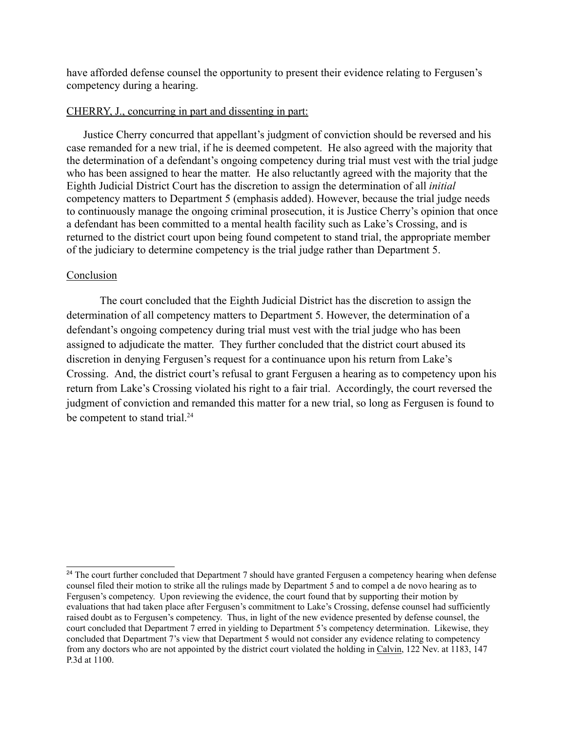have afforded defense counsel the opportunity to present their evidence relating to Fergusen's competency during a hearing.

CHERRY, J., concurring in part and dissenting in part:

Justice Cherry concurred that appellant's judgment of conviction should be reversed and his case remanded for a new trial, if he is deemed competent. He also agreed with the majority that the determination of a defendant's ongoing competency during trial must vest with the trial judge who has been assigned to hear the matter. He also reluctantly agreed with the majority that the Eighth Judicial District Court has the discretion to assign the determination of all *initial* competency matters to Department 5 (emphasis added). However, because the trial judge needs to continuously manage the ongoing criminal prosecution, it is Justice Cherry's opinion that once a defendant has been committed to a mental health facility such as Lake's Crossing, and is returned to the district court upon being found competent to stand trial, the appropriate member of the judiciary to determine competency is the trial judge rather than Department 5.

Conclusion

The court concluded that the Eighth Judicial District has the discretion to assign the determination of all competency matters to Department 5. However, the determination of a defendant's ongoing competency during trial must vest with the trial judge who has been assigned to adjudicate the matter. They further concluded that the district court abused its discretion in denying Fergusen's request for a continuance upon his return from Lake's Crossing. And, the district court's refusal to grant Fergusen a hearing as to competency upon his return from Lake's Crossing violated his right to a fair trial. Accordingly, the court reversed the judgment of conviction and remanded this matter for a new trial, so long as Fergusen is found to be competent to stand trial.[24]

[24] The court further concluded that Department 7 should have granted Fergusen a competency hearing when defense counsel filed their motion to strike all the rulings made by Department 5 and to compel a de novo hearing as to Fergusen's competency. Upon reviewing the evidence, the court found that by supporting their motion by evaluations that had taken place after Fergusen's commitment to Lake's Crossing, defense counsel had sufficiently raised doubt as to Fergusen's competency. Thus, in light of the new evidence presented by defense counsel, the court concluded that Department 7 erred in yielding to Department 5's competency determination. Likewise, they concluded that Department 7's view that Department 5 would not consider any evidence relating to competency from any doctors who are not appointed by the district court violated the holding in Calvin, 122 Nev. at 1183, 147 P.3d at 1100.